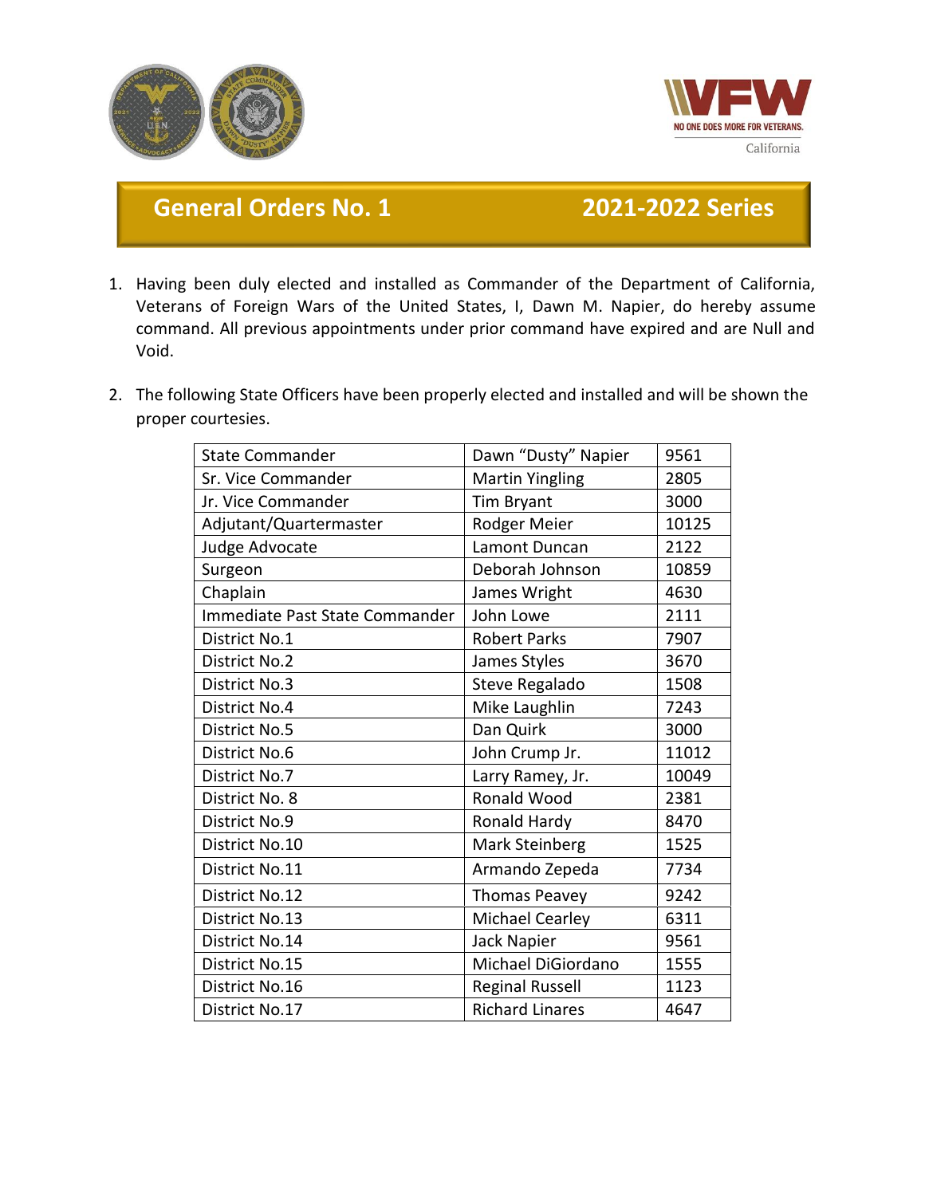# General Orders No. 1 — 2021-2022 Series

1. Having been duly elected and installed as Commander of the Department of California, Veterans of Foreign Wars of the United States, I, Dawn M. Napier, do hereby assume command. All previous appointments under prior command have expired and are Null and Void.

2. The following State Officers have been properly elected and installed and will be shown the proper courtesies.

| Office | Name | Post |
|---|---|---|
| State Commander | Dawn “Dusty” Napier | 9561 |
| Sr. Vice Commander | Martin Yingling | 2805 |
| Jr. Vice Commander | Tim Bryant | 3000 |
| Adjutant/Quartermaster | Rodger Meier | 10125 |
| Judge Advocate | Lamont Duncan | 2122 |
| Surgeon | Deborah Johnson | 10859 |
| Chaplain | James Wright | 4630 |
| Immediate Past State Commander | John Lowe | 2111 |
| District No.1 | Robert Parks | 7907 |
| District No.2 | James Styles | 3670 |
| District No.3 | Steve Regalado | 1508 |
| District No.4 | Mike Laughlin | 7243 |
| District No.5 | Dan Quirk | 3000 |
| District No.6 | John Crump Jr. | 11012 |
| District No.7 | Larry Ramey, Jr. | 10049 |
| District No. 8 | Ronald Wood | 2381 |
| District No.9 | Ronald Hardy | 8470 |
| District No.10 | Mark Steinberg | 1525 |
| District No.11 | Armando Zepeda | 7734 |
| District No.12 | Thomas Peavey | 9242 |
| District No.13 | Michael Cearley | 6311 |
| District No.14 | Jack Napier | 9561 |
| District No.15 | Michael DiGiordano | 1555 |
| District No.16 | Reginal Russell | 1123 |
| District No.17 | Richard Linares | 4647 |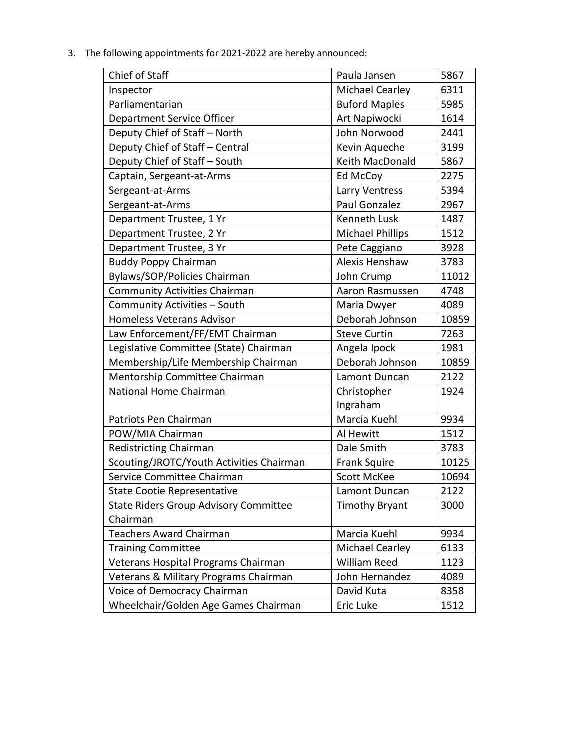3. The following appointments for 2021-2022 are hereby announced:

| Chief of Staff | Paula Jansen | 5867 |
|---|---|---|
| Inspector | Michael Cearley | 6311 |
| Parliamentarian | Buford Maples | 5985 |
| Department Service Officer | Art Napiwocki | 1614 |
| Deputy Chief of Staff – North | John Norwood | 2441 |
| Deputy Chief of Staff – Central | Kevin Aqueche | 3199 |
| Deputy Chief of Staff – South | Keith MacDonald | 5867 |
| Captain, Sergeant-at-Arms | Ed McCoy | 2275 |
| Sergeant-at-Arms | Larry Ventress | 5394 |
| Sergeant-at-Arms | Paul Gonzalez | 2967 |
| Department Trustee, 1 Yr | Kenneth Lusk | 1487 |
| Department Trustee, 2 Yr | Michael Phillips | 1512 |
| Department Trustee, 3 Yr | Pete Caggiano | 3928 |
| Buddy Poppy Chairman | Alexis Henshaw | 3783 |
| Bylaws/SOP/Policies Chairman | John Crump | 11012 |
| Community Activities Chairman | Aaron Rasmussen | 4748 |
| Community Activities – South | Maria Dwyer | 4089 |
| Homeless Veterans Advisor | Deborah Johnson | 10859 |
| Law Enforcement/FF/EMT Chairman | Steve Curtin | 7263 |
| Legislative Committee (State) Chairman | Angela Ipock | 1981 |
| Membership/Life Membership Chairman | Deborah Johnson | 10859 |
| Mentorship Committee Chairman | Lamont Duncan | 2122 |
| National Home Chairman | Christopher Ingraham | 1924 |
| Patriots Pen Chairman | Marcia Kuehl | 9934 |
| POW/MIA Chairman | Al Hewitt | 1512 |
| Redistricting Chairman | Dale Smith | 3783 |
| Scouting/JROTC/Youth Activities Chairman | Frank Squire | 10125 |
| Service Committee Chairman | Scott McKee | 10694 |
| State Cootie Representative | Lamont Duncan | 2122 |
| State Riders Group Advisory Committee Chairman | Timothy Bryant | 3000 |
| Teachers Award Chairman | Marcia Kuehl | 9934 |
| Training Committee | Michael Cearley | 6133 |
| Veterans Hospital Programs Chairman | William Reed | 1123 |
| Veterans & Military Programs Chairman | John Hernandez | 4089 |
| Voice of Democracy Chairman | David Kuta | 8358 |
| Wheelchair/Golden Age Games Chairman | Eric Luke | 1512 |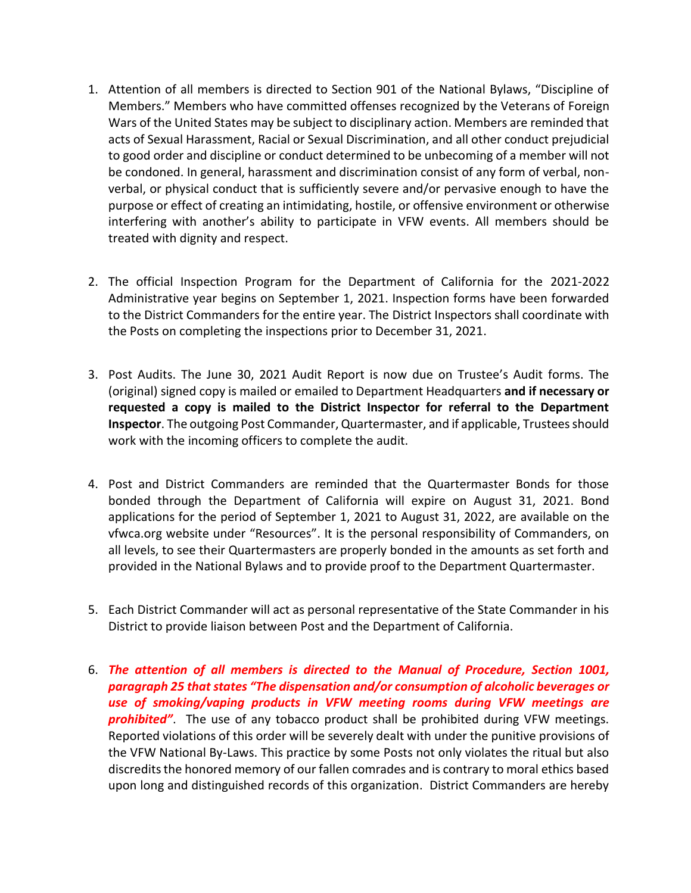1. Attention of all members is directed to Section 901 of the National Bylaws, "Discipline of Members." Members who have committed offenses recognized by the Veterans of Foreign Wars of the United States may be subject to disciplinary action. Members are reminded that acts of Sexual Harassment, Racial or Sexual Discrimination, and all other conduct prejudicial to good order and discipline or conduct determined to be unbecoming of a member will not be condoned. In general, harassment and discrimination consist of any form of verbal, non-verbal, or physical conduct that is sufficiently severe and/or pervasive enough to have the purpose or effect of creating an intimidating, hostile, or offensive environment or otherwise interfering with another's ability to participate in VFW events. All members should be treated with dignity and respect.

2. The official Inspection Program for the Department of California for the 2021-2022 Administrative year begins on September 1, 2021. Inspection forms have been forwarded to the District Commanders for the entire year. The District Inspectors shall coordinate with the Posts on completing the inspections prior to December 31, 2021.

3. Post Audits. The June 30, 2021 Audit Report is now due on Trustee's Audit forms. The (original) signed copy is mailed or emailed to Department Headquarters **and if necessary or requested a copy is mailed to the District Inspector for referral to the Department Inspector**. The outgoing Post Commander, Quartermaster, and if applicable, Trustees should work with the incoming officers to complete the audit.

4. Post and District Commanders are reminded that the Quartermaster Bonds for those bonded through the Department of California will expire on August 31, 2021. Bond applications for the period of September 1, 2021 to August 31, 2022, are available on the vfwca.org website under "Resources". It is the personal responsibility of Commanders, on all levels, to see their Quartermasters are properly bonded in the amounts as set forth and provided in the National Bylaws and to provide proof to the Department Quartermaster.

5. Each District Commander will act as personal representative of the State Commander in his District to provide liaison between Post and the Department of California.

6. ***The attention of all members is directed to the Manual of Procedure, Section 1001, paragraph 25 that states "The dispensation and/or consumption of alcoholic beverages or use of smoking/vaping products in VFW meeting rooms during VFW meetings are prohibited"***. The use of any tobacco product shall be prohibited during VFW meetings. Reported violations of this order will be severely dealt with under the punitive provisions of the VFW National By-Laws. This practice by some Posts not only violates the ritual but also discredits the honored memory of our fallen comrades and is contrary to moral ethics based upon long and distinguished records of this organization. District Commanders are hereby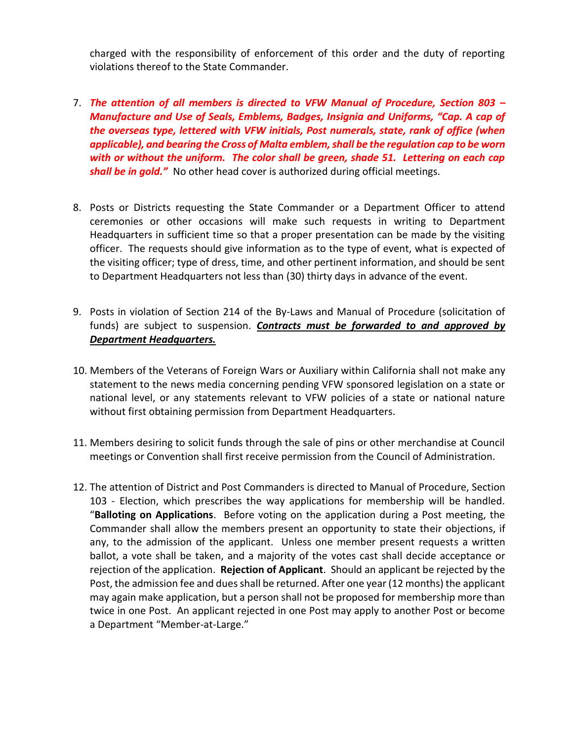charged with the responsibility of enforcement of this order and the duty of reporting violations thereof to the State Commander.

7. ***The attention of all members is directed to VFW Manual of Procedure, Section 803 – Manufacture and Use of Seals, Emblems, Badges, Insignia and Uniforms, "Cap. A cap of the overseas type, lettered with VFW initials, Post numerals, state, rank of office (when applicable), and bearing the Cross of Malta emblem, shall be the regulation cap to be worn with or without the uniform. The color shall be green, shade 51. Lettering on each cap shall be in gold."*** No other head cover is authorized during official meetings.

8. Posts or Districts requesting the State Commander or a Department Officer to attend ceremonies or other occasions will make such requests in writing to Department Headquarters in sufficient time so that a proper presentation can be made by the visiting officer. The requests should give information as to the type of event, what is expected of the visiting officer; type of dress, time, and other pertinent information, and should be sent to Department Headquarters not less than (30) thirty days in advance of the event.

9. Posts in violation of Section 214 of the By-Laws and Manual of Procedure (solicitation of funds) are subject to suspension. ***<u>Contracts must be forwarded to and approved by Department Headquarters.</u>***

10. Members of the Veterans of Foreign Wars or Auxiliary within California shall not make any statement to the news media concerning pending VFW sponsored legislation on a state or national level, or any statements relevant to VFW policies of a state or national nature without first obtaining permission from Department Headquarters.

11. Members desiring to solicit funds through the sale of pins or other merchandise at Council meetings or Convention shall first receive permission from the Council of Administration.

12. The attention of District and Post Commanders is directed to Manual of Procedure, Section 103 - Election, which prescribes the way applications for membership will be handled. "**Balloting on Applications**. Before voting on the application during a Post meeting, the Commander shall allow the members present an opportunity to state their objections, if any, to the admission of the applicant. Unless one member present requests a written ballot, a vote shall be taken, and a majority of the votes cast shall decide acceptance or rejection of the application. **Rejection of Applicant**. Should an applicant be rejected by the Post, the admission fee and dues shall be returned. After one year (12 months) the applicant may again make application, but a person shall not be proposed for membership more than twice in one Post. An applicant rejected in one Post may apply to another Post or become a Department "Member-at-Large."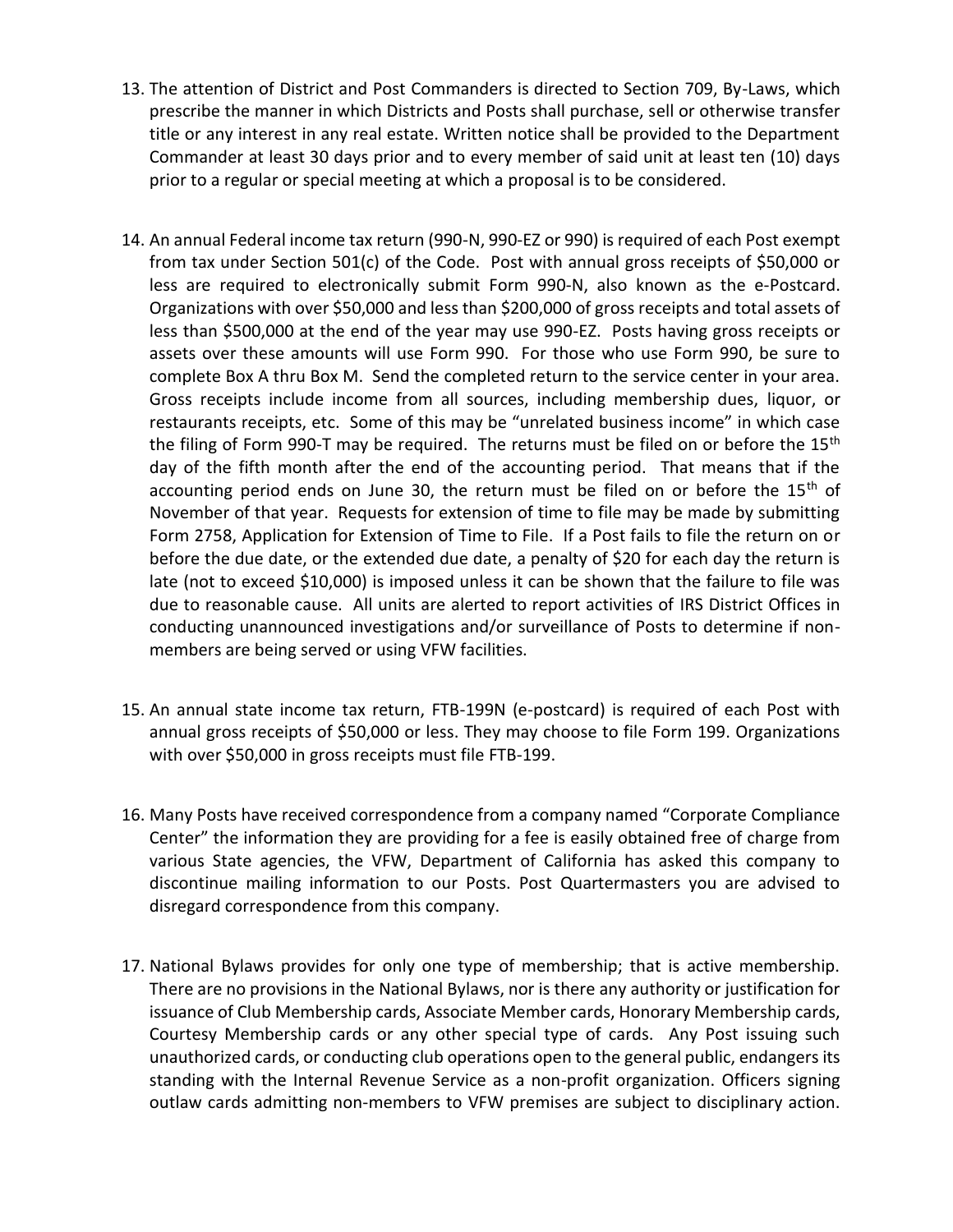13. The attention of District and Post Commanders is directed to Section 709, By-Laws, which prescribe the manner in which Districts and Posts shall purchase, sell or otherwise transfer title or any interest in any real estate. Written notice shall be provided to the Department Commander at least 30 days prior and to every member of said unit at least ten (10) days prior to a regular or special meeting at which a proposal is to be considered.

14. An annual Federal income tax return (990-N, 990-EZ or 990) is required of each Post exempt from tax under Section 501(c) of the Code. Post with annual gross receipts of $50,000 or less are required to electronically submit Form 990-N, also known as the e-Postcard. Organizations with over $50,000 and less than $200,000 of gross receipts and total assets of less than $500,000 at the end of the year may use 990-EZ. Posts having gross receipts or assets over these amounts will use Form 990. For those who use Form 990, be sure to complete Box A thru Box M. Send the completed return to the service center in your area. Gross receipts include income from all sources, including membership dues, liquor, or restaurants receipts, etc. Some of this may be "unrelated business income" in which case the filing of Form 990-T may be required. The returns must be filed on or before the 15th day of the fifth month after the end of the accounting period. That means that if the accounting period ends on June 30, the return must be filed on or before the 15th of November of that year. Requests for extension of time to file may be made by submitting Form 2758, Application for Extension of Time to File. If a Post fails to file the return on or before the due date, or the extended due date, a penalty of $20 for each day the return is late (not to exceed $10,000) is imposed unless it can be shown that the failure to file was due to reasonable cause. All units are alerted to report activities of IRS District Offices in conducting unannounced investigations and/or surveillance of Posts to determine if non-members are being served or using VFW facilities.

15. An annual state income tax return, FTB-199N (e-postcard) is required of each Post with annual gross receipts of $50,000 or less. They may choose to file Form 199. Organizations with over $50,000 in gross receipts must file FTB-199.

16. Many Posts have received correspondence from a company named "Corporate Compliance Center" the information they are providing for a fee is easily obtained free of charge from various State agencies, the VFW, Department of California has asked this company to discontinue mailing information to our Posts. Post Quartermasters you are advised to disregard correspondence from this company.

17. National Bylaws provides for only one type of membership; that is active membership. There are no provisions in the National Bylaws, nor is there any authority or justification for issuance of Club Membership cards, Associate Member cards, Honorary Membership cards, Courtesy Membership cards or any other special type of cards. Any Post issuing such unauthorized cards, or conducting club operations open to the general public, endangers its standing with the Internal Revenue Service as a non-profit organization. Officers signing outlaw cards admitting non-members to VFW premises are subject to disciplinary action.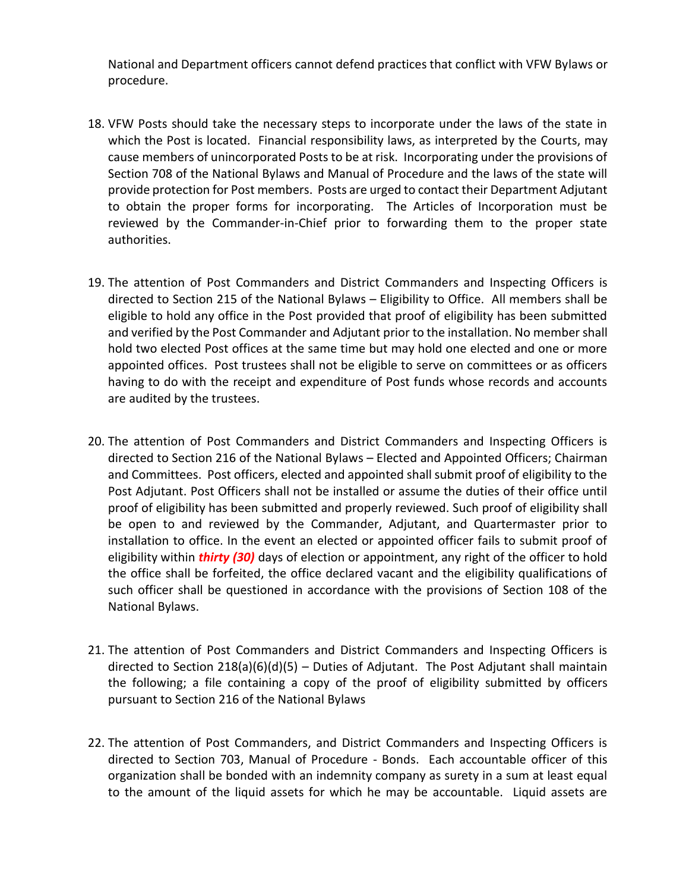National and Department officers cannot defend practices that conflict with VFW Bylaws or procedure.

18. VFW Posts should take the necessary steps to incorporate under the laws of the state in which the Post is located. Financial responsibility laws, as interpreted by the Courts, may cause members of unincorporated Posts to be at risk. Incorporating under the provisions of Section 708 of the National Bylaws and Manual of Procedure and the laws of the state will provide protection for Post members. Posts are urged to contact their Department Adjutant to obtain the proper forms for incorporating. The Articles of Incorporation must be reviewed by the Commander-in-Chief prior to forwarding them to the proper state authorities.

19. The attention of Post Commanders and District Commanders and Inspecting Officers is directed to Section 215 of the National Bylaws – Eligibility to Office. All members shall be eligible to hold any office in the Post provided that proof of eligibility has been submitted and verified by the Post Commander and Adjutant prior to the installation. No member shall hold two elected Post offices at the same time but may hold one elected and one or more appointed offices. Post trustees shall not be eligible to serve on committees or as officers having to do with the receipt and expenditure of Post funds whose records and accounts are audited by the trustees.

20. The attention of Post Commanders and District Commanders and Inspecting Officers is directed to Section 216 of the National Bylaws – Elected and Appointed Officers; Chairman and Committees. Post officers, elected and appointed shall submit proof of eligibility to the Post Adjutant. Post Officers shall not be installed or assume the duties of their office until proof of eligibility has been submitted and properly reviewed. Such proof of eligibility shall be open to and reviewed by the Commander, Adjutant, and Quartermaster prior to installation to office. In the event an elected or appointed officer fails to submit proof of eligibility within ***thirty (30)*** days of election or appointment, any right of the officer to hold the office shall be forfeited, the office declared vacant and the eligibility qualifications of such officer shall be questioned in accordance with the provisions of Section 108 of the National Bylaws.

21. The attention of Post Commanders and District Commanders and Inspecting Officers is directed to Section 218(a)(6)(d)(5) – Duties of Adjutant. The Post Adjutant shall maintain the following; a file containing a copy of the proof of eligibility submitted by officers pursuant to Section 216 of the National Bylaws

22. The attention of Post Commanders, and District Commanders and Inspecting Officers is directed to Section 703, Manual of Procedure - Bonds. Each accountable officer of this organization shall be bonded with an indemnity company as surety in a sum at least equal to the amount of the liquid assets for which he may be accountable. Liquid assets are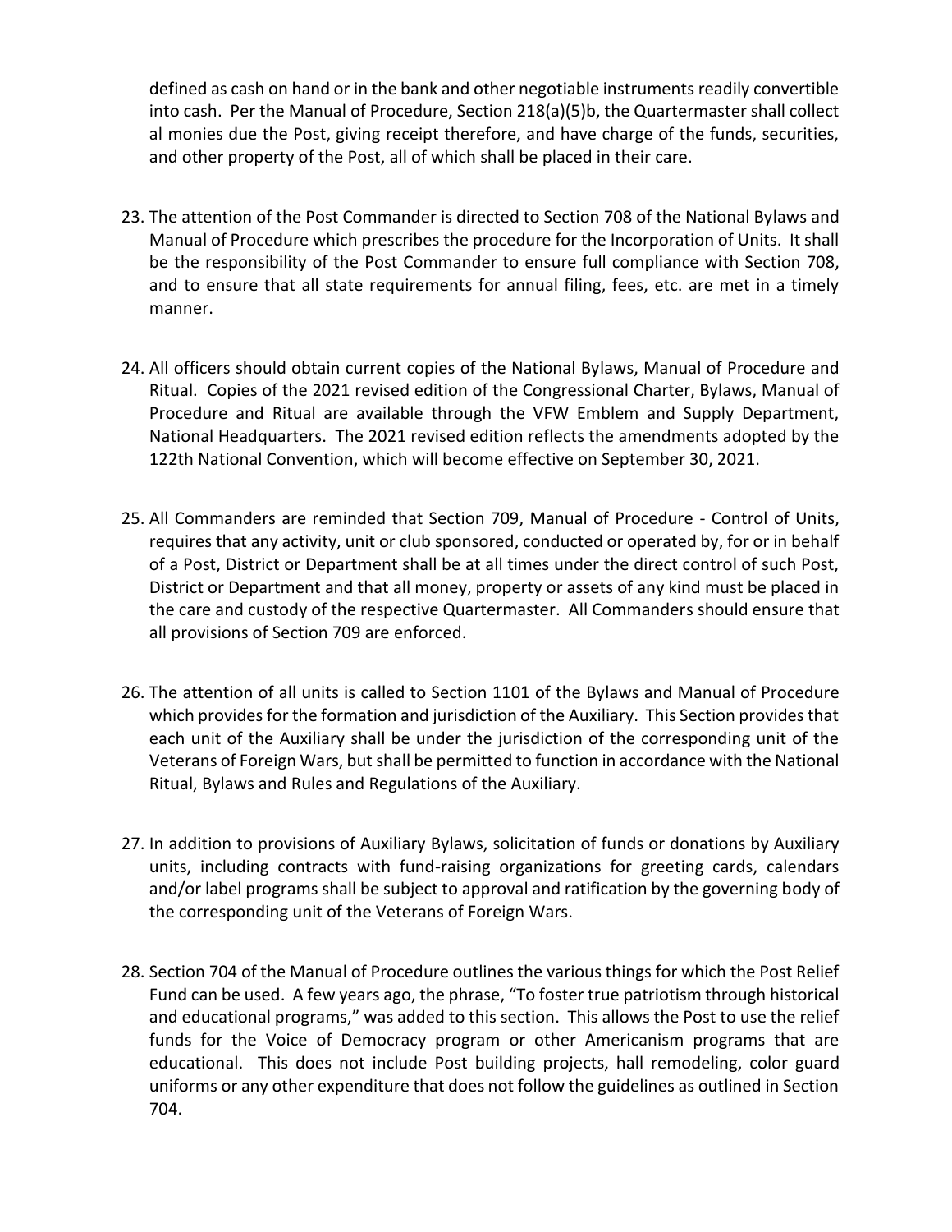defined as cash on hand or in the bank and other negotiable instruments readily convertible into cash. Per the Manual of Procedure, Section 218(a)(5)b, the Quartermaster shall collect al monies due the Post, giving receipt therefore, and have charge of the funds, securities, and other property of the Post, all of which shall be placed in their care.

23. The attention of the Post Commander is directed to Section 708 of the National Bylaws and Manual of Procedure which prescribes the procedure for the Incorporation of Units. It shall be the responsibility of the Post Commander to ensure full compliance with Section 708, and to ensure that all state requirements for annual filing, fees, etc. are met in a timely manner.

24. All officers should obtain current copies of the National Bylaws, Manual of Procedure and Ritual. Copies of the 2021 revised edition of the Congressional Charter, Bylaws, Manual of Procedure and Ritual are available through the VFW Emblem and Supply Department, National Headquarters. The 2021 revised edition reflects the amendments adopted by the 122th National Convention, which will become effective on September 30, 2021.

25. All Commanders are reminded that Section 709, Manual of Procedure - Control of Units, requires that any activity, unit or club sponsored, conducted or operated by, for or in behalf of a Post, District or Department shall be at all times under the direct control of such Post, District or Department and that all money, property or assets of any kind must be placed in the care and custody of the respective Quartermaster. All Commanders should ensure that all provisions of Section 709 are enforced.

26. The attention of all units is called to Section 1101 of the Bylaws and Manual of Procedure which provides for the formation and jurisdiction of the Auxiliary. This Section provides that each unit of the Auxiliary shall be under the jurisdiction of the corresponding unit of the Veterans of Foreign Wars, but shall be permitted to function in accordance with the National Ritual, Bylaws and Rules and Regulations of the Auxiliary.

27. In addition to provisions of Auxiliary Bylaws, solicitation of funds or donations by Auxiliary units, including contracts with fund-raising organizations for greeting cards, calendars and/or label programs shall be subject to approval and ratification by the governing body of the corresponding unit of the Veterans of Foreign Wars.

28. Section 704 of the Manual of Procedure outlines the various things for which the Post Relief Fund can be used. A few years ago, the phrase, "To foster true patriotism through historical and educational programs," was added to this section. This allows the Post to use the relief funds for the Voice of Democracy program or other Americanism programs that are educational. This does not include Post building projects, hall remodeling, color guard uniforms or any other expenditure that does not follow the guidelines as outlined in Section 704.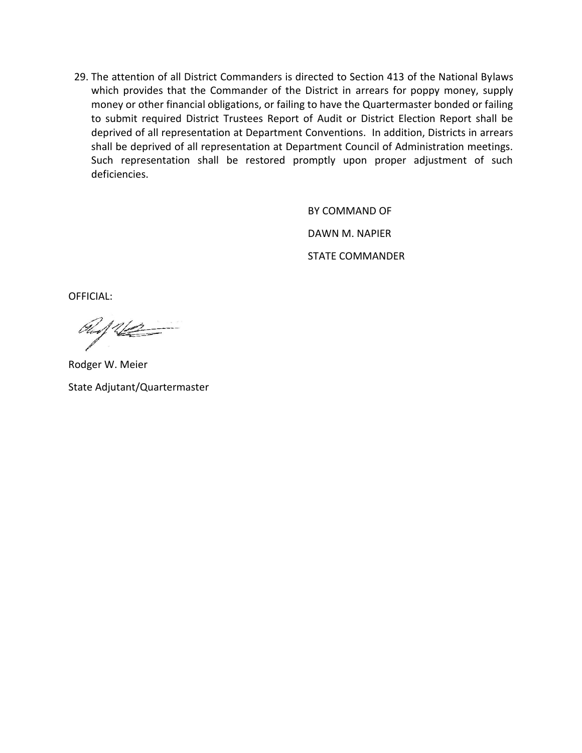29. The attention of all District Commanders is directed to Section 413 of the National Bylaws which provides that the Commander of the District in arrears for poppy money, supply money or other financial obligations, or failing to have the Quartermaster bonded or failing to submit required District Trustees Report of Audit or District Election Report shall be deprived of all representation at Department Conventions. In addition, Districts in arrears shall be deprived of all representation at Department Council of Administration meetings. Such representation shall be restored promptly upon proper adjustment of such deficiencies.

BY COMMAND OF

DAWN M. NAPIER

STATE COMMANDER

OFFICIAL:

Rodger W. Meier

State Adjutant/Quartermaster